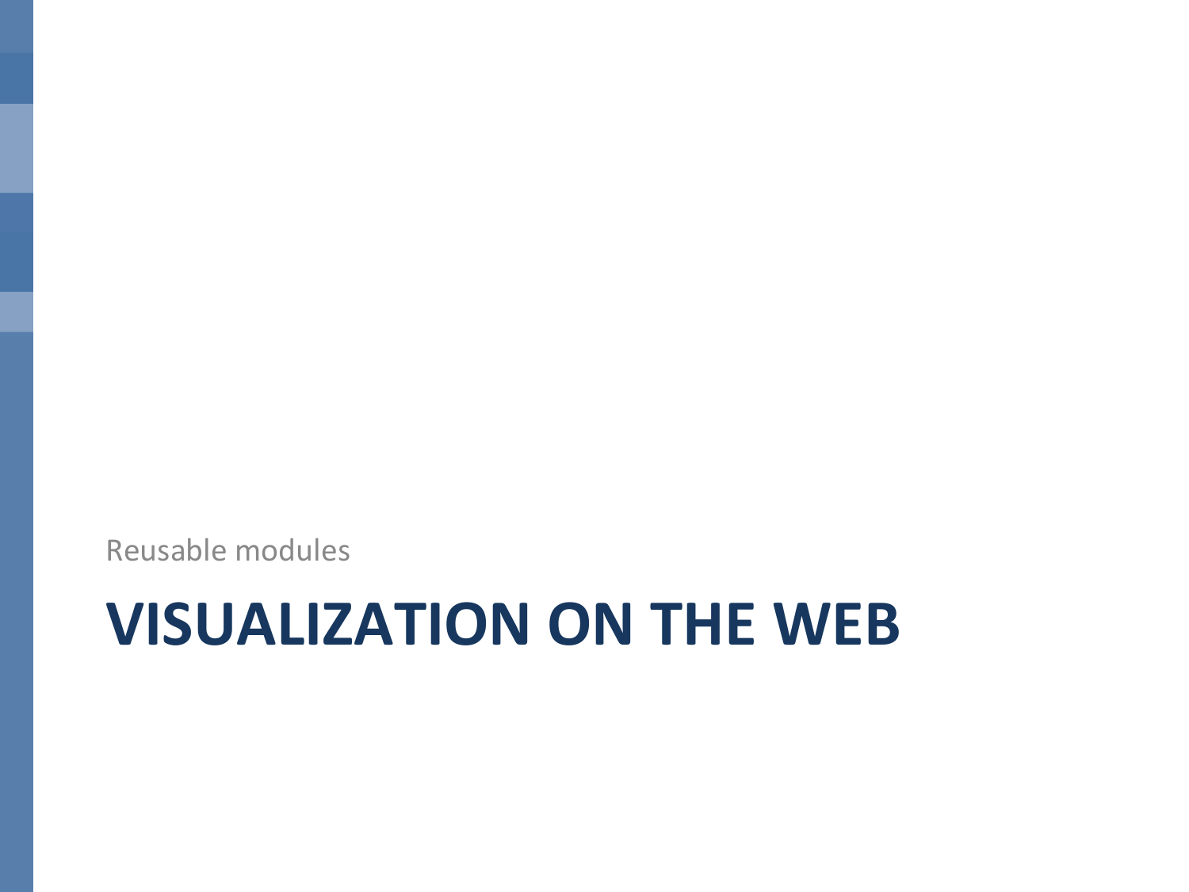Reusable modules

# VISUALIZATION ON THE WEB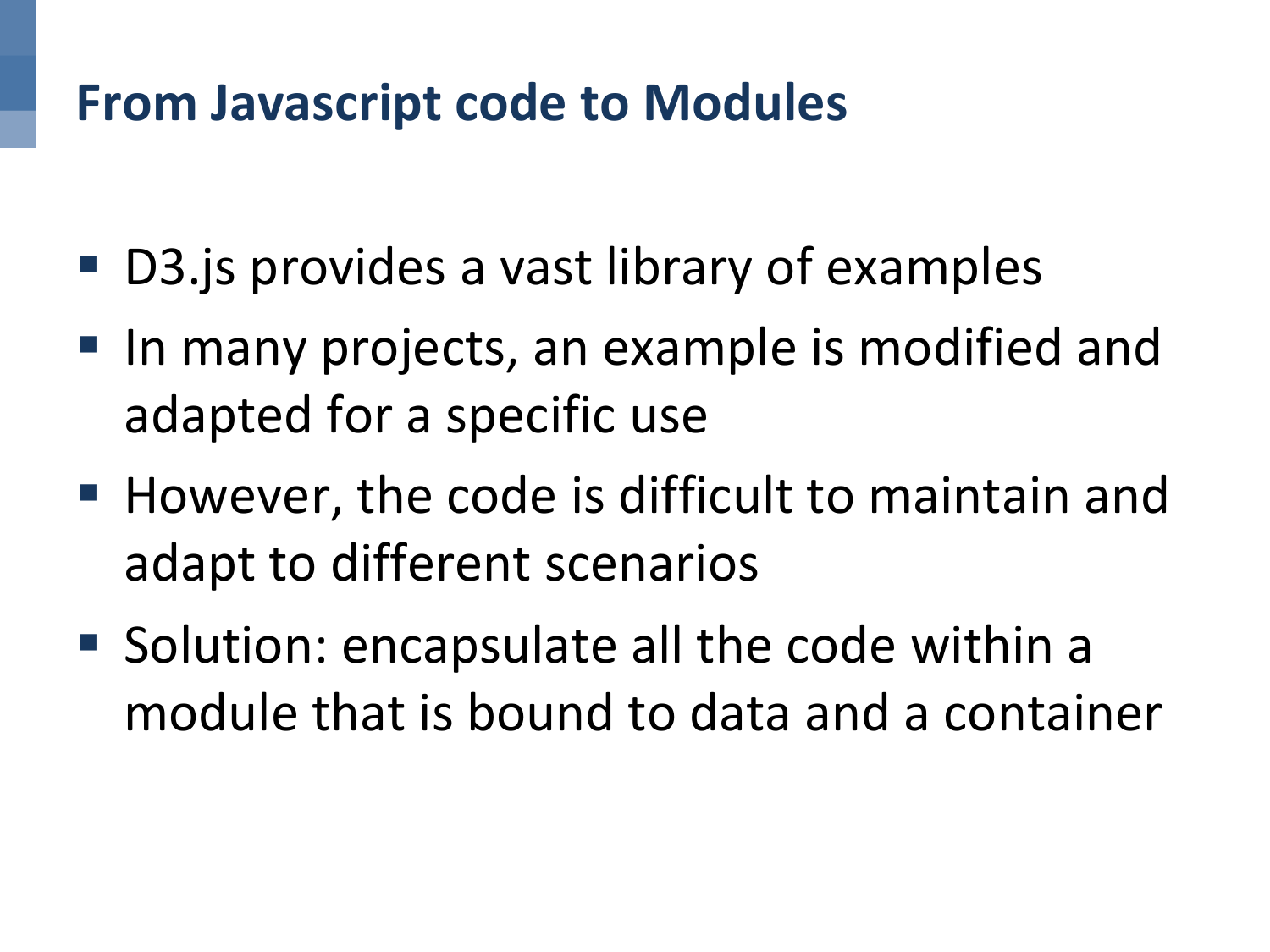## From Javascript code to Modules

- D3.js provides a vast library of examples
- In many projects, an example is modified and adapted for a specific use
- However, the code is difficult to maintain and adapt to different scenarios
- Solution: encapsulate all the code within a module that is bound to data and a container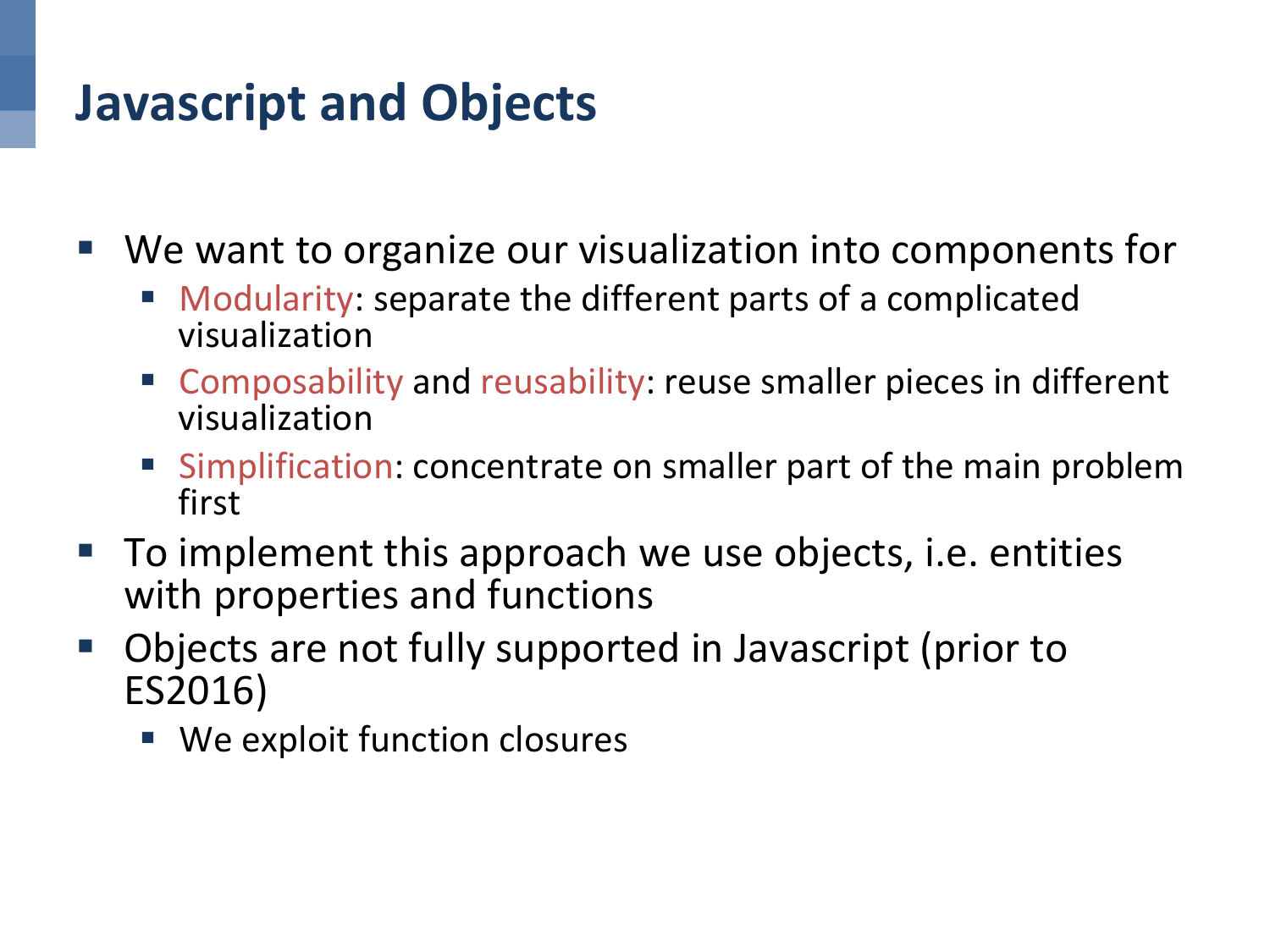# Javascript and Objects

- We want to organize our visualization into components for
  - Modularity: separate the different parts of a complicated visualization
  - Composability and reusability: reuse smaller pieces in different visualization
  - Simplification: concentrate on smaller part of the main problem first
- To implement this approach we use objects, i.e. entities with properties and functions
- Objects are not fully supported in Javascript (prior to ES2016)
  - We exploit function closures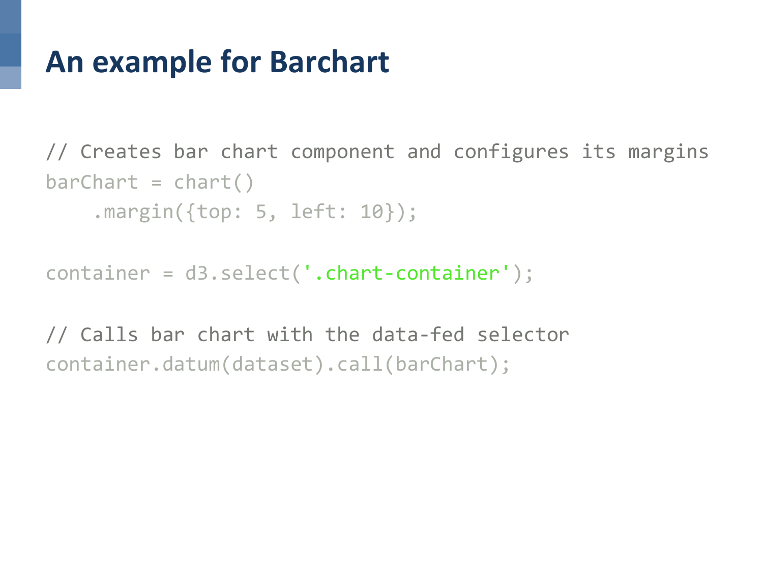# An example for Barchart

```
// Creates bar chart component and configures its margins
barChart = chart()
    .margin({top: 5, left: 10});

container = d3.select('.chart-container');

// Calls bar chart with the data-fed selector
container.datum(dataset).call(barChart);
```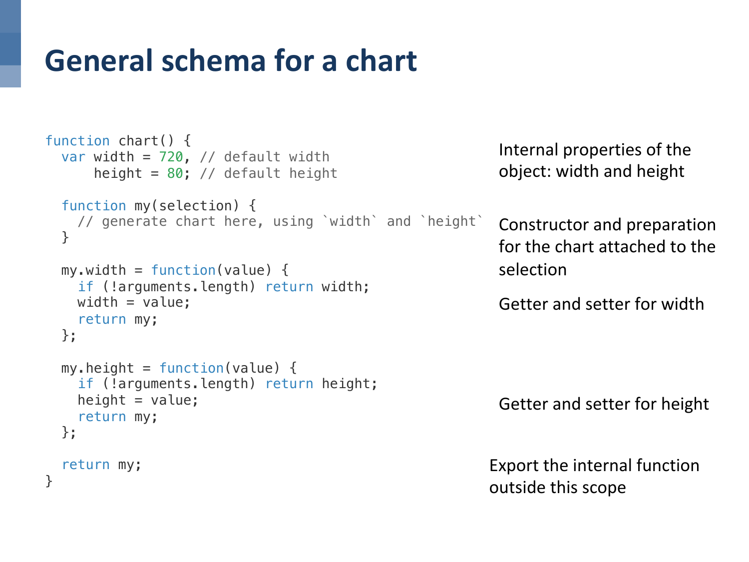# General schema for a chart

```
function chart() {
  var width = 720, // default width
      height = 80; // default height

  function my(selection) {
    // generate chart here, using `width` and `height`
  }

  my.width = function(value) {
    if (!arguments.length) return width;
    width = value;
    return my;
  };

  my.height = function(value) {
    if (!arguments.length) return height;
    height = value;
    return my;
  };

  return my;
}
```

Internal properties of the object: width and height

Constructor and preparation for the chart attached to the selection

Getter and setter for width

Getter and setter for height

Export the internal function outside this scope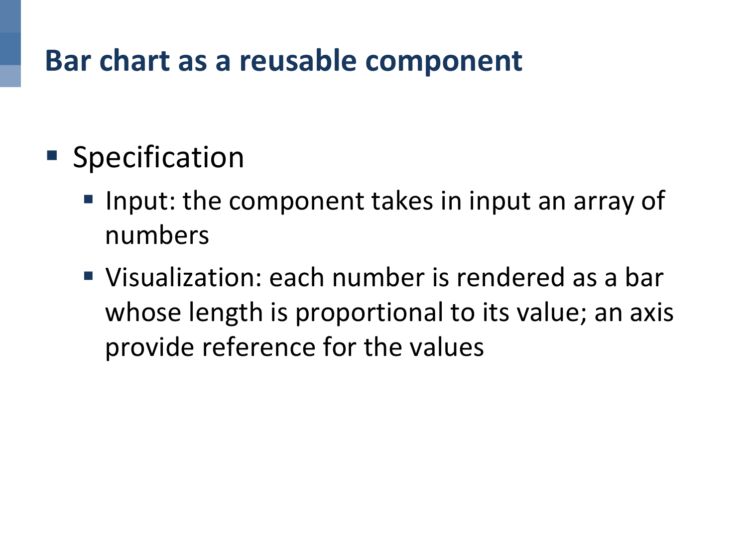# Bar chart as a reusable component

- Specification
  - Input: the component takes in input an array of numbers
  - Visualization: each number is rendered as a bar whose length is proportional to its value; an axis provide reference for the values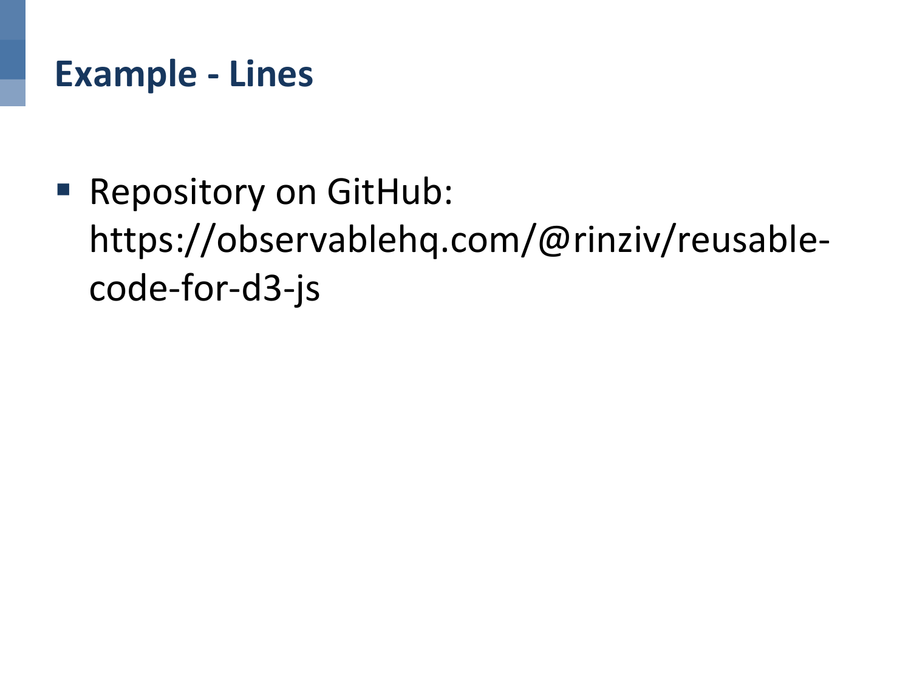# Example - Lines

- Repository on GitHub: https://observablehq.com/@rinziv/reusable-code-for-d3-js